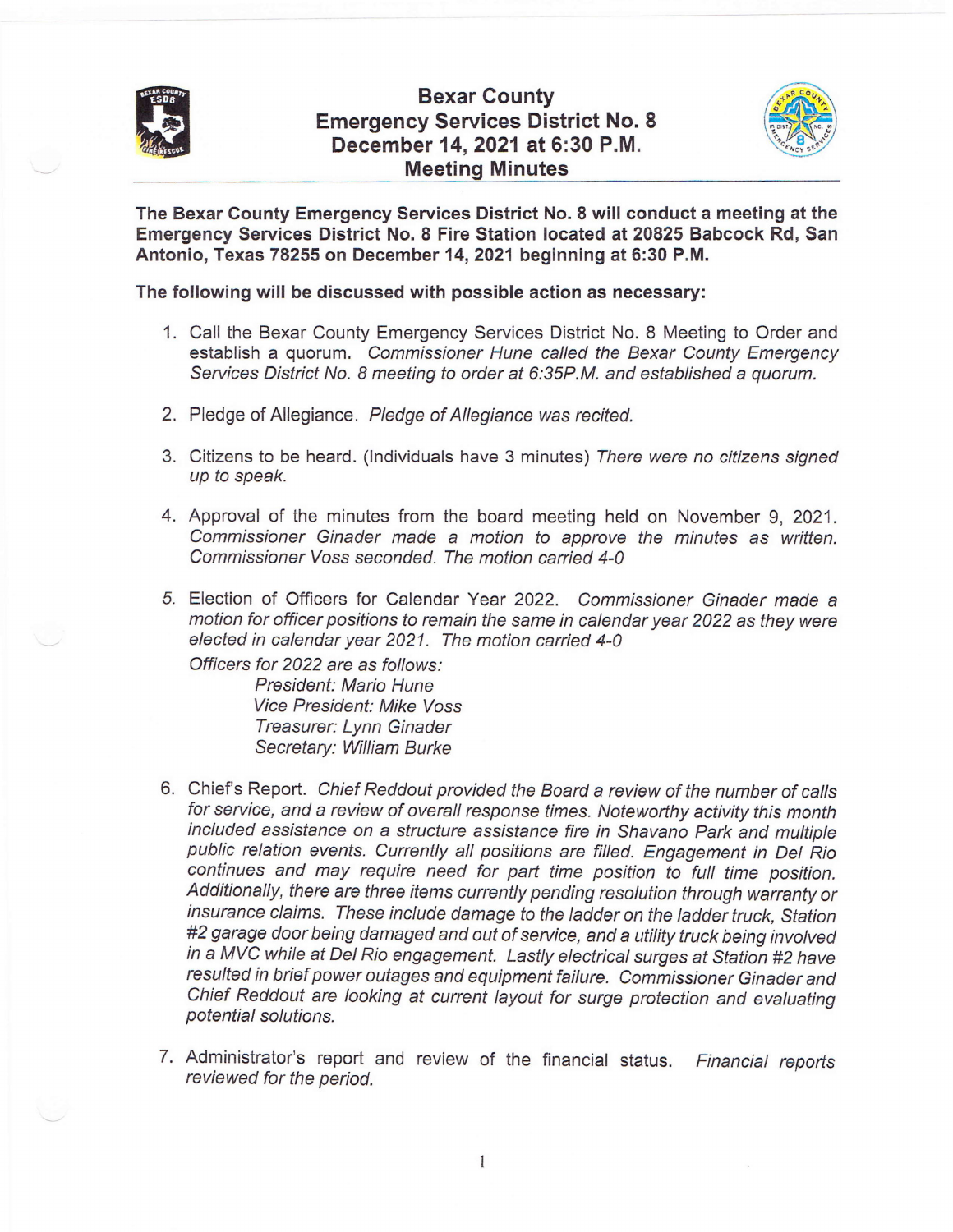# Bexar County
## Emergency Services District No. 8
## December 14, 2021 at 6:30 P.M.
## Meeting Minutes

**The Bexar County Emergency Services District No. 8 will conduct a meeting at the Emergency Services District No. 8 Fire Station located at 20825 Babcock Rd, San Antonio, Texas 78255 on December 14, 2021 beginning at 6:30 P.M.**

**The following will be discussed with possible action as necessary:**

1. Call the Bexar County Emergency Services District No. 8 Meeting to Order and establish a quorum. *Commissioner Hune called the Bexar County Emergency Services District No. 8 meeting to order at 6:35P.M. and established a quorum.*

2. Pledge of Allegiance. *Pledge of Allegiance was recited.*

3. Citizens to be heard. (Individuals have 3 minutes) *There were no citizens signed up to speak.*

4. Approval of the minutes from the board meeting held on November 9, 2021. *Commissioner Ginader made a motion to approve the minutes as written. Commissioner Voss seconded. The motion carried 4-0*

5. Election of Officers for Calendar Year 2022. *Commissioner Ginader made a motion for officer positions to remain the same in calendar year 2022 as they were elected in calendar year 2021. The motion carried 4-0*

   *Officers for 2022 are as follows:*

   *President: Mario Hune*
   *Vice President: Mike Voss*
   *Treasurer: Lynn Ginader*
   *Secretary: William Burke*

6. Chief's Report. *Chief Reddout provided the Board a review of the number of calls for service, and a review of overall response times. Noteworthy activity this month included assistance on a structure assistance fire in Shavano Park and multiple public relation events. Currently all positions are filled. Engagement in Del Rio continues and may require need for part time position to full time position. Additionally, there are three items currently pending resolution through warranty or insurance claims. These include damage to the ladder on the ladder truck, Station #2 garage door being damaged and out of service, and a utility truck being involved in a MVC while at Del Rio engagement. Lastly electrical surges at Station #2 have resulted in brief power outages and equipment failure. Commissioner Ginader and Chief Reddout are looking at current layout for surge protection and evaluating potential solutions.*

7. Administrator's report and review of the financial status. *Financial reports reviewed for the period.*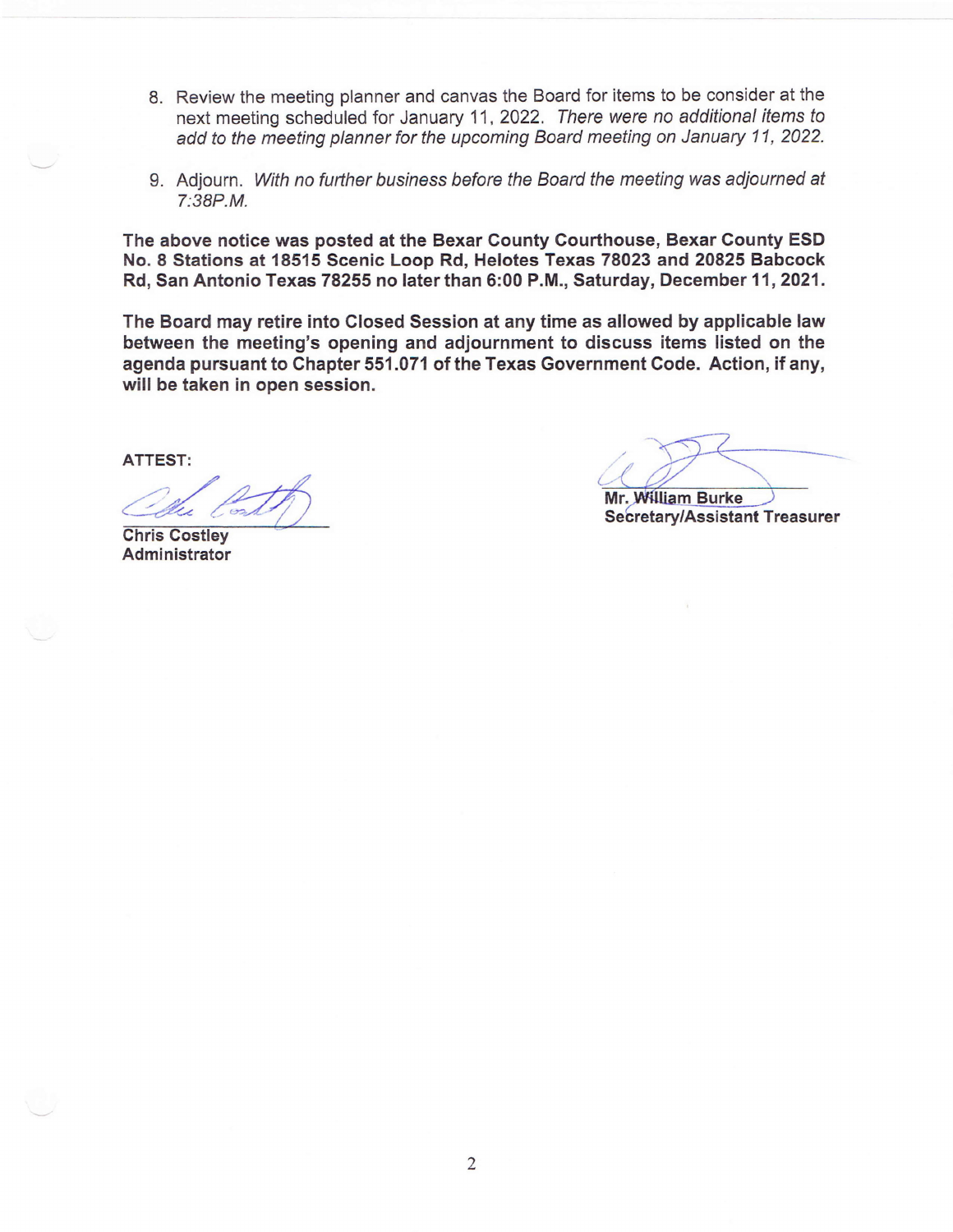8. Review the meeting planner and canvas the Board for items to be consider at the next meeting scheduled for January 11, 2022. *There were no additional items to add to the meeting planner for the upcoming Board meeting on January 11, 2022.*

9. Adjourn. *With no further business before the Board the meeting was adjourned at 7:38P.M.*

**The above notice was posted at the Bexar County Courthouse, Bexar County ESD No. 8 Stations at 18515 Scenic Loop Rd, Helotes Texas 78023 and 20825 Babcock Rd, San Antonio Texas 78255 no later than 6:00 P.M., Saturday, December 11, 2021.**

**The Board may retire into Closed Session at any time as allowed by applicable law between the meeting's opening and adjournment to discuss items listed on the agenda pursuant to Chapter 551.071 of the Texas Government Code. Action, if any, will be taken in open session.**

**ATTEST:**

**Chris Costley**
**Administrator**

**Mr. William Burke**
**Secretary/Assistant Treasurer**